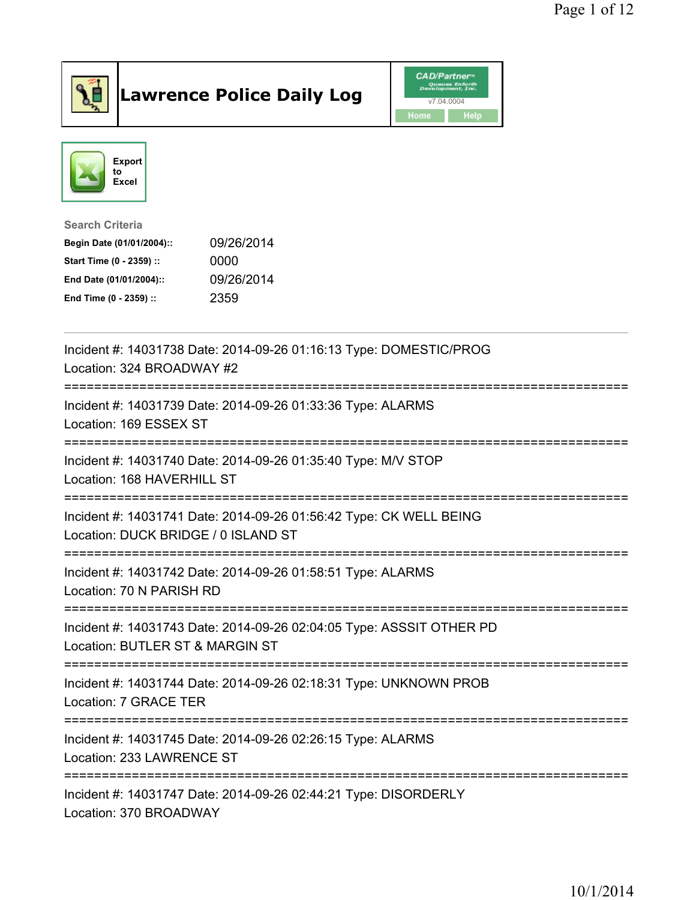# Lawrence Police Daily Log

CAD/Partner™
v7.04.0004
Home Help

Export to Excel

**Search Criteria**

| | |
|---|---|
| **Begin Date (01/01/2004)::** | 09/26/2014 |
| **Start Time (0 - 2359) ::** | 0000 |
| **End Date (01/01/2004)::** | 09/26/2014 |
| **End Time (0 - 2359) ::** | 2359 |

---

Incident #: 14031738 Date: 2014-09-26 01:16:13 Type: DOMESTIC/PROG
Location: 324 BROADWAY #2

===========================================================================

Incident #: 14031739 Date: 2014-09-26 01:33:36 Type: ALARMS
Location: 169 ESSEX ST

===========================================================================

Incident #: 14031740 Date: 2014-09-26 01:35:40 Type: M/V STOP
Location: 168 HAVERHILL ST

===========================================================================

Incident #: 14031741 Date: 2014-09-26 01:56:42 Type: CK WELL BEING
Location: DUCK BRIDGE / 0 ISLAND ST

===========================================================================

Incident #: 14031742 Date: 2014-09-26 01:58:51 Type: ALARMS
Location: 70 N PARISH RD

===========================================================================

Incident #: 14031743 Date: 2014-09-26 02:04:05 Type: ASSSIT OTHER PD
Location: BUTLER ST & MARGIN ST

===========================================================================

Incident #: 14031744 Date: 2014-09-26 02:18:31 Type: UNKNOWN PROB
Location: 7 GRACE TER

===========================================================================

Incident #: 14031745 Date: 2014-09-26 02:26:15 Type: ALARMS
Location: 233 LAWRENCE ST

===========================================================================

Incident #: 14031747 Date: 2014-09-26 02:44:21 Type: DISORDERLY
Location: 370 BROADWAY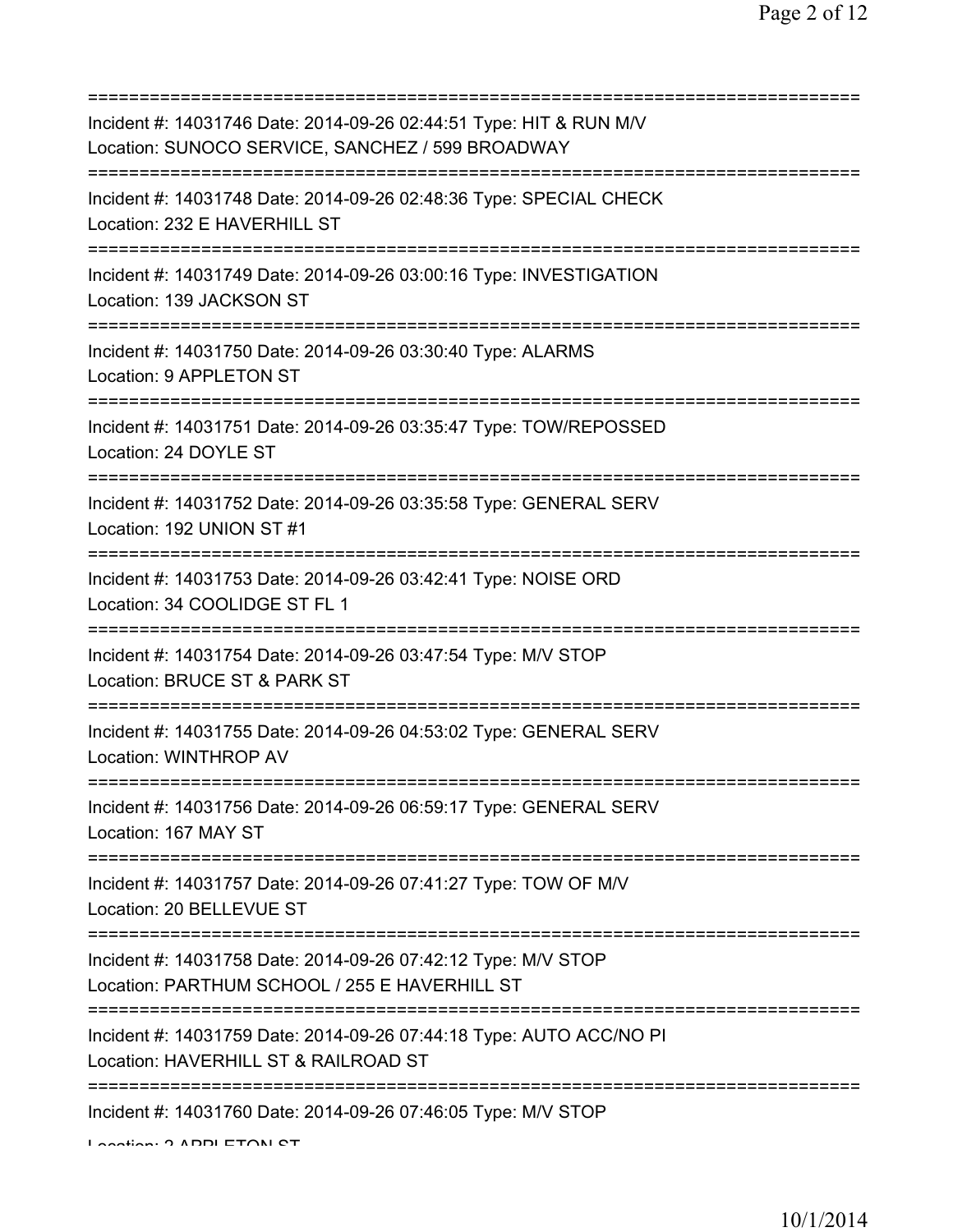===========================================================================
Incident #: 14031746 Date: 2014-09-26 02:44:51 Type: HIT & RUN M/V
Location: SUNOCO SERVICE, SANCHEZ / 599 BROADWAY
===========================================================================
Incident #: 14031748 Date: 2014-09-26 02:48:36 Type: SPECIAL CHECK
Location: 232 E HAVERHILL ST
===========================================================================
Incident #: 14031749 Date: 2014-09-26 03:00:16 Type: INVESTIGATION
Location: 139 JACKSON ST
===========================================================================
Incident #: 14031750 Date: 2014-09-26 03:30:40 Type: ALARMS
Location: 9 APPLETON ST
===========================================================================
Incident #: 14031751 Date: 2014-09-26 03:35:47 Type: TOW/REPOSSED
Location: 24 DOYLE ST
===========================================================================
Incident #: 14031752 Date: 2014-09-26 03:35:58 Type: GENERAL SERV
Location: 192 UNION ST #1
===========================================================================
Incident #: 14031753 Date: 2014-09-26 03:42:41 Type: NOISE ORD
Location: 34 COOLIDGE ST FL 1
===========================================================================
Incident #: 14031754 Date: 2014-09-26 03:47:54 Type: M/V STOP
Location: BRUCE ST & PARK ST
===========================================================================
Incident #: 14031755 Date: 2014-09-26 04:53:02 Type: GENERAL SERV
Location: WINTHROP AV
===========================================================================
Incident #: 14031756 Date: 2014-09-26 06:59:17 Type: GENERAL SERV
Location: 167 MAY ST
===========================================================================
Incident #: 14031757 Date: 2014-09-26 07:41:27 Type: TOW OF M/V
Location: 20 BELLEVUE ST
===========================================================================
Incident #: 14031758 Date: 2014-09-26 07:42:12 Type: M/V STOP
Location: PARTHUM SCHOOL / 255 E HAVERHILL ST
===========================================================================
Incident #: 14031759 Date: 2014-09-26 07:44:18 Type: AUTO ACC/NO PI
Location: HAVERHILL ST & RAILROAD ST
===========================================================================
Incident #: 14031760 Date: 2014-09-26 07:46:05 Type: M/V STOP
Location: 2 APPLETON ST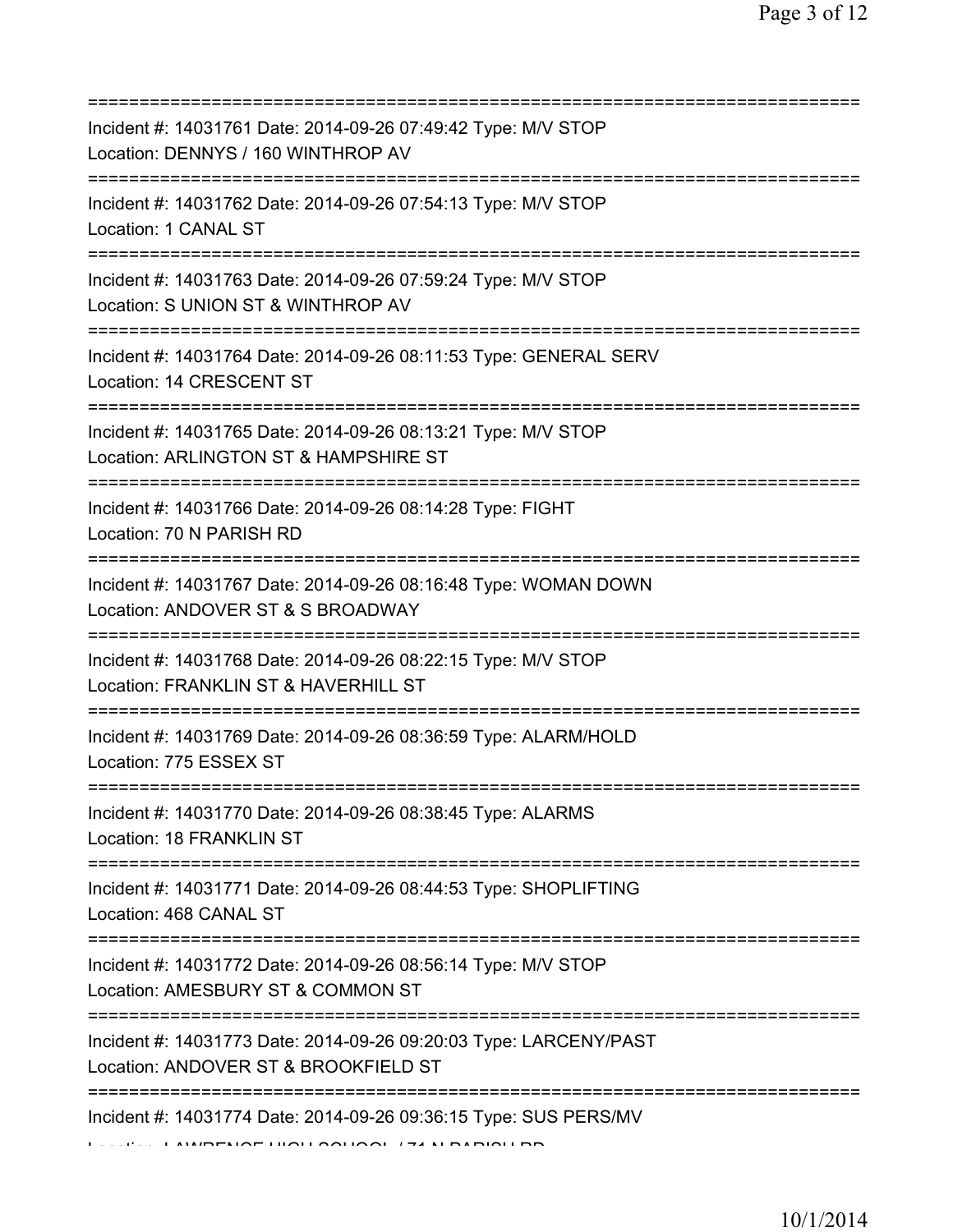===========================================================================
Incident #: 14031761 Date: 2014-09-26 07:49:42 Type: M/V STOP
Location: DENNYS / 160 WINTHROP AV
===========================================================================
Incident #: 14031762 Date: 2014-09-26 07:54:13 Type: M/V STOP
Location: 1 CANAL ST
===========================================================================
Incident #: 14031763 Date: 2014-09-26 07:59:24 Type: M/V STOP
Location: S UNION ST & WINTHROP AV
===========================================================================
Incident #: 14031764 Date: 2014-09-26 08:11:53 Type: GENERAL SERV
Location: 14 CRESCENT ST
===========================================================================
Incident #: 14031765 Date: 2014-09-26 08:13:21 Type: M/V STOP
Location: ARLINGTON ST & HAMPSHIRE ST
===========================================================================
Incident #: 14031766 Date: 2014-09-26 08:14:28 Type: FIGHT
Location: 70 N PARISH RD
===========================================================================
Incident #: 14031767 Date: 2014-09-26 08:16:48 Type: WOMAN DOWN
Location: ANDOVER ST & S BROADWAY
===========================================================================
Incident #: 14031768 Date: 2014-09-26 08:22:15 Type: M/V STOP
Location: FRANKLIN ST & HAVERHILL ST
===========================================================================
Incident #: 14031769 Date: 2014-09-26 08:36:59 Type: ALARM/HOLD
Location: 775 ESSEX ST
===========================================================================
Incident #: 14031770 Date: 2014-09-26 08:38:45 Type: ALARMS
Location: 18 FRANKLIN ST
===========================================================================
Incident #: 14031771 Date: 2014-09-26 08:44:53 Type: SHOPLIFTING
Location: 468 CANAL ST
===========================================================================
Incident #: 14031772 Date: 2014-09-26 08:56:14 Type: M/V STOP
Location: AMESBURY ST & COMMON ST
===========================================================================
Incident #: 14031773 Date: 2014-09-26 09:20:03 Type: LARCENY/PAST
Location: ANDOVER ST & BROOKFIELD ST
===========================================================================
Incident #: 14031774 Date: 2014-09-26 09:36:15 Type: SUS PERS/MV
Location: LAWRENCE HIGH SCHOOL / 71 N PARISH RD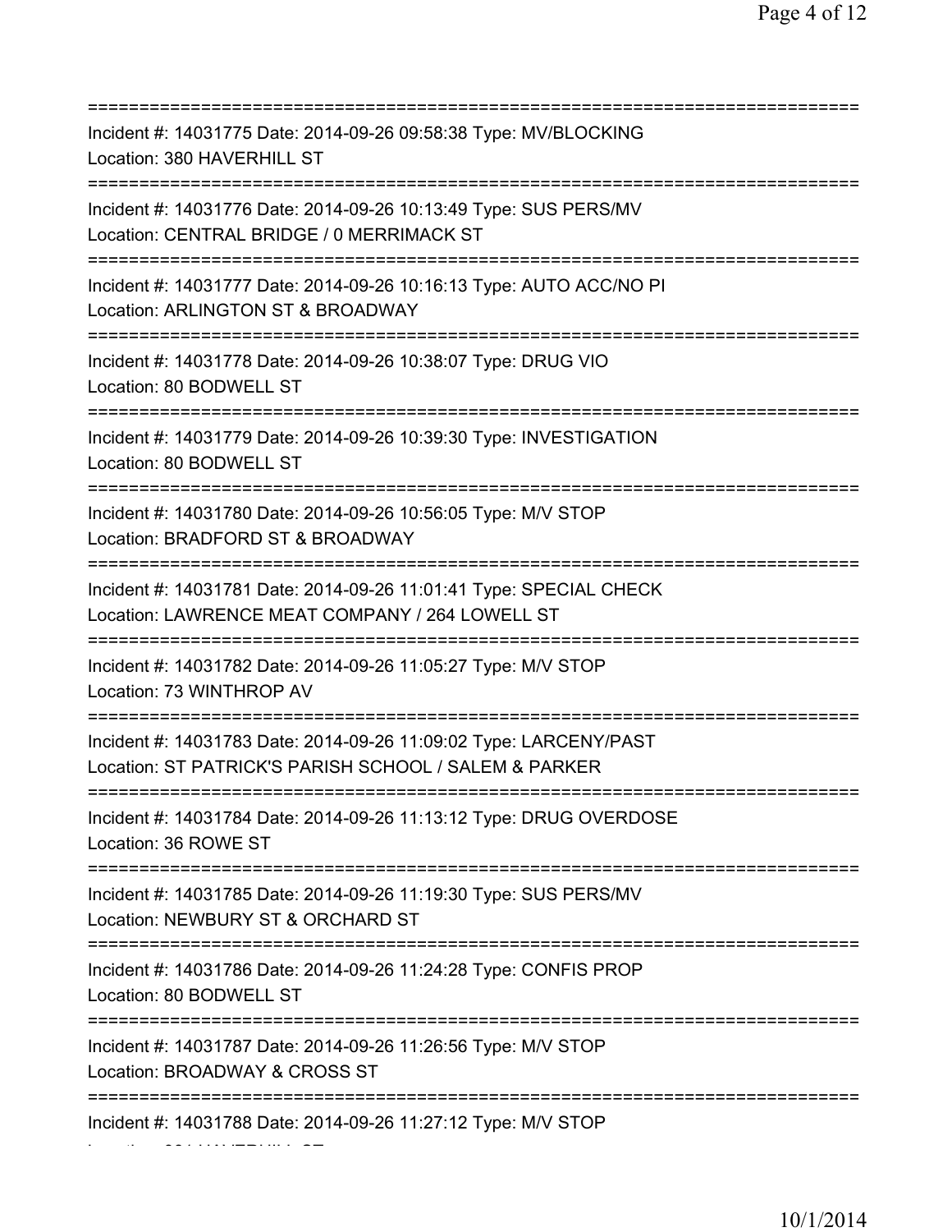===========================================================================
Incident #: 14031775 Date: 2014-09-26 09:58:38 Type: MV/BLOCKING
Location: 380 HAVERHILL ST
===========================================================================
Incident #: 14031776 Date: 2014-09-26 10:13:49 Type: SUS PERS/MV
Location: CENTRAL BRIDGE / 0 MERRIMACK ST
===========================================================================
Incident #: 14031777 Date: 2014-09-26 10:16:13 Type: AUTO ACC/NO PI
Location: ARLINGTON ST & BROADWAY
===========================================================================
Incident #: 14031778 Date: 2014-09-26 10:38:07 Type: DRUG VIO
Location: 80 BODWELL ST
===========================================================================
Incident #: 14031779 Date: 2014-09-26 10:39:30 Type: INVESTIGATION
Location: 80 BODWELL ST
===========================================================================
Incident #: 14031780 Date: 2014-09-26 10:56:05 Type: M/V STOP
Location: BRADFORD ST & BROADWAY
===========================================================================
Incident #: 14031781 Date: 2014-09-26 11:01:41 Type: SPECIAL CHECK
Location: LAWRENCE MEAT COMPANY / 264 LOWELL ST
===========================================================================
Incident #: 14031782 Date: 2014-09-26 11:05:27 Type: M/V STOP
Location: 73 WINTHROP AV
===========================================================================
Incident #: 14031783 Date: 2014-09-26 11:09:02 Type: LARCENY/PAST
Location: ST PATRICK'S PARISH SCHOOL / SALEM & PARKER
===========================================================================
Incident #: 14031784 Date: 2014-09-26 11:13:12 Type: DRUG OVERDOSE
Location: 36 ROWE ST
===========================================================================
Incident #: 14031785 Date: 2014-09-26 11:19:30 Type: SUS PERS/MV
Location: NEWBURY ST & ORCHARD ST
===========================================================================
Incident #: 14031786 Date: 2014-09-26 11:24:28 Type: CONFIS PROP
Location: 80 BODWELL ST
===========================================================================
Incident #: 14031787 Date: 2014-09-26 11:26:56 Type: M/V STOP
Location: BROADWAY & CROSS ST
===========================================================================
Incident #: 14031788 Date: 2014-09-26 11:27:12 Type: M/V STOP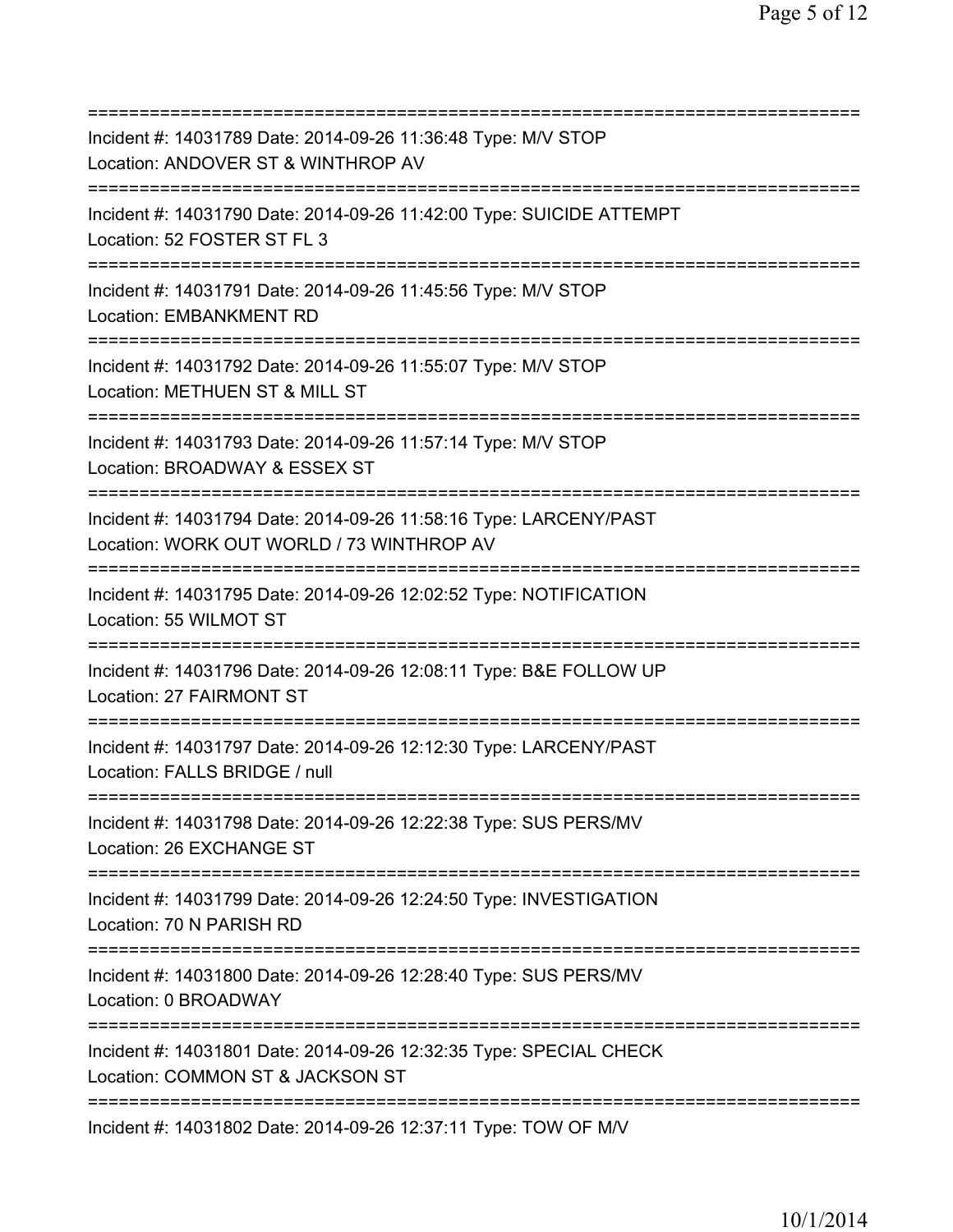===========================================================================

Incident #: 14031789 Date: 2014-09-26 11:36:48 Type: M/V STOP
Location: ANDOVER ST & WINTHROP AV

===========================================================================

Incident #: 14031790 Date: 2014-09-26 11:42:00 Type: SUICIDE ATTEMPT
Location: 52 FOSTER ST FL 3

===========================================================================

Incident #: 14031791 Date: 2014-09-26 11:45:56 Type: M/V STOP
Location: EMBANKMENT RD

===========================================================================

Incident #: 14031792 Date: 2014-09-26 11:55:07 Type: M/V STOP
Location: METHUEN ST & MILL ST

===========================================================================

Incident #: 14031793 Date: 2014-09-26 11:57:14 Type: M/V STOP
Location: BROADWAY & ESSEX ST

===========================================================================

Incident #: 14031794 Date: 2014-09-26 11:58:16 Type: LARCENY/PAST
Location: WORK OUT WORLD / 73 WINTHROP AV

===========================================================================

Incident #: 14031795 Date: 2014-09-26 12:02:52 Type: NOTIFICATION
Location: 55 WILMOT ST

===========================================================================

Incident #: 14031796 Date: 2014-09-26 12:08:11 Type: B&E FOLLOW UP
Location: 27 FAIRMONT ST

===========================================================================

Incident #: 14031797 Date: 2014-09-26 12:12:30 Type: LARCENY/PAST
Location: FALLS BRIDGE / null

===========================================================================

Incident #: 14031798 Date: 2014-09-26 12:22:38 Type: SUS PERS/MV
Location: 26 EXCHANGE ST

===========================================================================

Incident #: 14031799 Date: 2014-09-26 12:24:50 Type: INVESTIGATION
Location: 70 N PARISH RD

===========================================================================

Incident #: 14031800 Date: 2014-09-26 12:28:40 Type: SUS PERS/MV
Location: 0 BROADWAY

===========================================================================

Incident #: 14031801 Date: 2014-09-26 12:32:35 Type: SPECIAL CHECK
Location: COMMON ST & JACKSON ST

===========================================================================

Incident #: 14031802 Date: 2014-09-26 12:37:11 Type: TOW OF M/V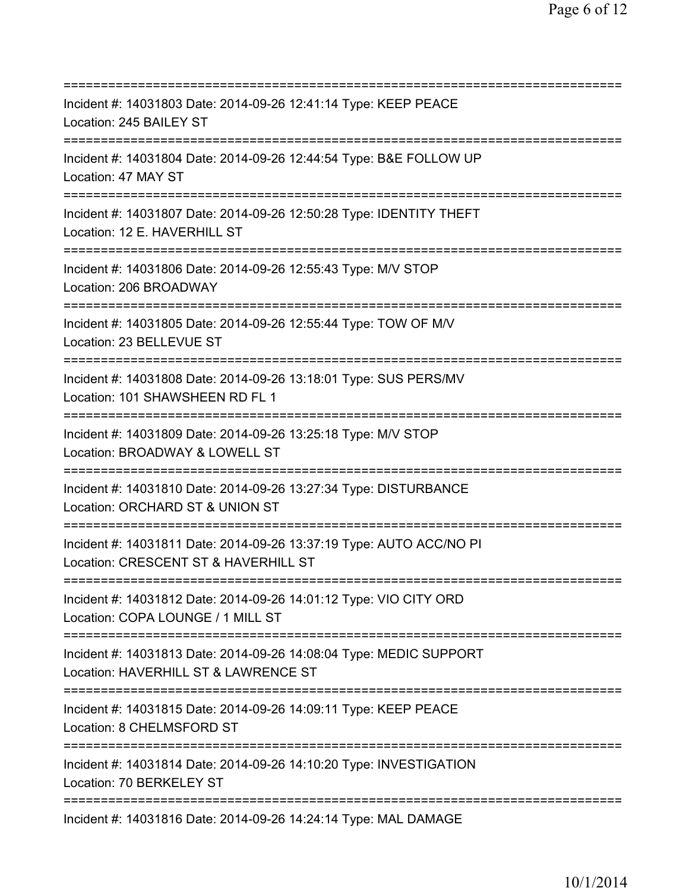===========================================================================

Incident #: 14031803 Date: 2014-09-26 12:41:14 Type: KEEP PEACE
Location: 245 BAILEY ST

===========================================================================

Incident #: 14031804 Date: 2014-09-26 12:44:54 Type: B&E FOLLOW UP
Location: 47 MAY ST

===========================================================================

Incident #: 14031807 Date: 2014-09-26 12:50:28 Type: IDENTITY THEFT
Location: 12 E. HAVERHILL ST

===========================================================================

Incident #: 14031806 Date: 2014-09-26 12:55:43 Type: M/V STOP
Location: 206 BROADWAY

===========================================================================

Incident #: 14031805 Date: 2014-09-26 12:55:44 Type: TOW OF M/V
Location: 23 BELLEVUE ST

===========================================================================

Incident #: 14031808 Date: 2014-09-26 13:18:01 Type: SUS PERS/MV
Location: 101 SHAWSHEEN RD FL 1

===========================================================================

Incident #: 14031809 Date: 2014-09-26 13:25:18 Type: M/V STOP
Location: BROADWAY & LOWELL ST

===========================================================================

Incident #: 14031810 Date: 2014-09-26 13:27:34 Type: DISTURBANCE
Location: ORCHARD ST & UNION ST

===========================================================================

Incident #: 14031811 Date: 2014-09-26 13:37:19 Type: AUTO ACC/NO PI
Location: CRESCENT ST & HAVERHILL ST

===========================================================================

Incident #: 14031812 Date: 2014-09-26 14:01:12 Type: VIO CITY ORD
Location: COPA LOUNGE / 1 MILL ST

===========================================================================

Incident #: 14031813 Date: 2014-09-26 14:08:04 Type: MEDIC SUPPORT
Location: HAVERHILL ST & LAWRENCE ST

===========================================================================

Incident #: 14031815 Date: 2014-09-26 14:09:11 Type: KEEP PEACE
Location: 8 CHELMSFORD ST

===========================================================================

Incident #: 14031814 Date: 2014-09-26 14:10:20 Type: INVESTIGATION
Location: 70 BERKELEY ST

===========================================================================

Incident #: 14031816 Date: 2014-09-26 14:24:14 Type: MAL DAMAGE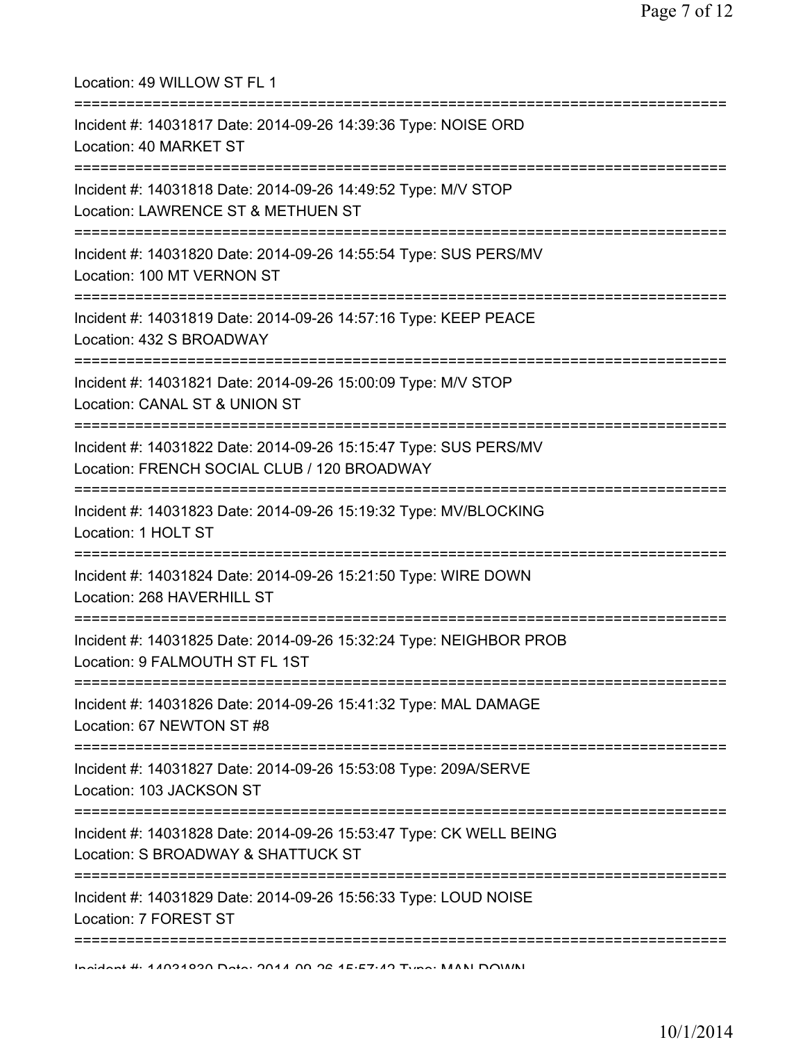Location: 49 WILLOW ST FL 1

===========================================================================

Incident #: 14031817 Date: 2014-09-26 14:39:36 Type: NOISE ORD
Location: 40 MARKET ST

===========================================================================

Incident #: 14031818 Date: 2014-09-26 14:49:52 Type: M/V STOP
Location: LAWRENCE ST & METHUEN ST

===========================================================================

Incident #: 14031820 Date: 2014-09-26 14:55:54 Type: SUS PERS/MV
Location: 100 MT VERNON ST

===========================================================================

Incident #: 14031819 Date: 2014-09-26 14:57:16 Type: KEEP PEACE
Location: 432 S BROADWAY

===========================================================================

Incident #: 14031821 Date: 2014-09-26 15:00:09 Type: M/V STOP
Location: CANAL ST & UNION ST

===========================================================================

Incident #: 14031822 Date: 2014-09-26 15:15:47 Type: SUS PERS/MV
Location: FRENCH SOCIAL CLUB / 120 BROADWAY

===========================================================================

Incident #: 14031823 Date: 2014-09-26 15:19:32 Type: MV/BLOCKING
Location: 1 HOLT ST

===========================================================================

Incident #: 14031824 Date: 2014-09-26 15:21:50 Type: WIRE DOWN
Location: 268 HAVERHILL ST

===========================================================================

Incident #: 14031825 Date: 2014-09-26 15:32:24 Type: NEIGHBOR PROB
Location: 9 FALMOUTH ST FL 1ST

===========================================================================

Incident #: 14031826 Date: 2014-09-26 15:41:32 Type: MAL DAMAGE
Location: 67 NEWTON ST #8

===========================================================================

Incident #: 14031827 Date: 2014-09-26 15:53:08 Type: 209A/SERVE
Location: 103 JACKSON ST

===========================================================================

Incident #: 14031828 Date: 2014-09-26 15:53:47 Type: CK WELL BEING
Location: S BROADWAY & SHATTUCK ST

===========================================================================

Incident #: 14031829 Date: 2014-09-26 15:56:33 Type: LOUD NOISE
Location: 7 FOREST ST

===========================================================================

Incident #: 14031830 Date: 2014-09-26 15:57:42 Type: MAN DOWN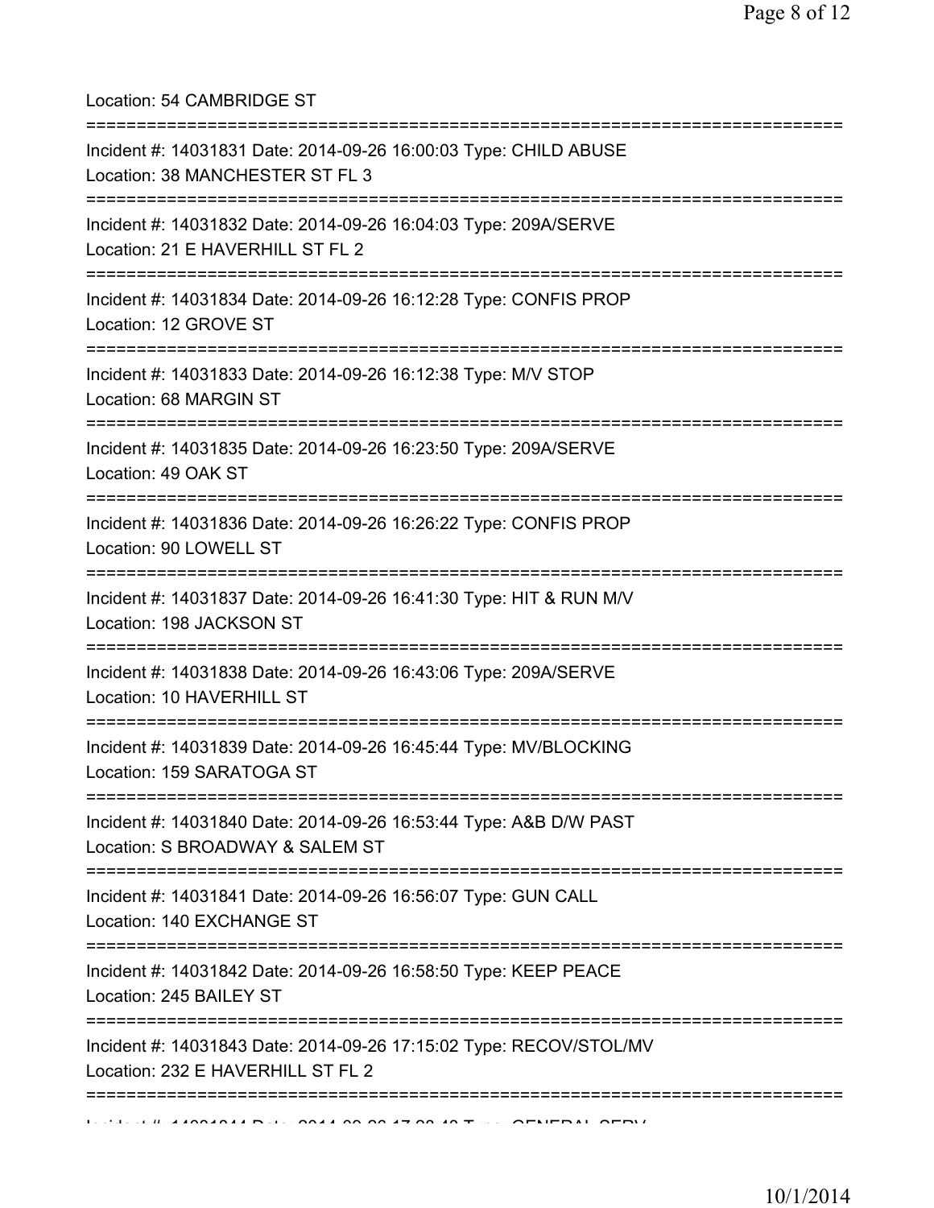Location: 54 CAMBRIDGE ST

===========================================================================

Incident #: 14031831 Date: 2014-09-26 16:00:03 Type: CHILD ABUSE
Location: 38 MANCHESTER ST FL 3

===========================================================================

Incident #: 14031832 Date: 2014-09-26 16:04:03 Type: 209A/SERVE
Location: 21 E HAVERHILL ST FL 2

===========================================================================

Incident #: 14031834 Date: 2014-09-26 16:12:28 Type: CONFIS PROP
Location: 12 GROVE ST

===========================================================================

Incident #: 14031833 Date: 2014-09-26 16:12:38 Type: M/V STOP
Location: 68 MARGIN ST

===========================================================================

Incident #: 14031835 Date: 2014-09-26 16:23:50 Type: 209A/SERVE
Location: 49 OAK ST

===========================================================================

Incident #: 14031836 Date: 2014-09-26 16:26:22 Type: CONFIS PROP
Location: 90 LOWELL ST

===========================================================================

Incident #: 14031837 Date: 2014-09-26 16:41:30 Type: HIT & RUN M/V
Location: 198 JACKSON ST

===========================================================================

Incident #: 14031838 Date: 2014-09-26 16:43:06 Type: 209A/SERVE
Location: 10 HAVERHILL ST

===========================================================================

Incident #: 14031839 Date: 2014-09-26 16:45:44 Type: MV/BLOCKING
Location: 159 SARATOGA ST

===========================================================================

Incident #: 14031840 Date: 2014-09-26 16:53:44 Type: A&B D/W PAST
Location: S BROADWAY & SALEM ST

===========================================================================

Incident #: 14031841 Date: 2014-09-26 16:56:07 Type: GUN CALL
Location: 140 EXCHANGE ST

===========================================================================

Incident #: 14031842 Date: 2014-09-26 16:58:50 Type: KEEP PEACE
Location: 245 BAILEY ST

===========================================================================

Incident #: 14031843 Date: 2014-09-26 17:15:02 Type: RECOV/STOL/MV
Location: 232 E HAVERHILL ST FL 2

===========================================================================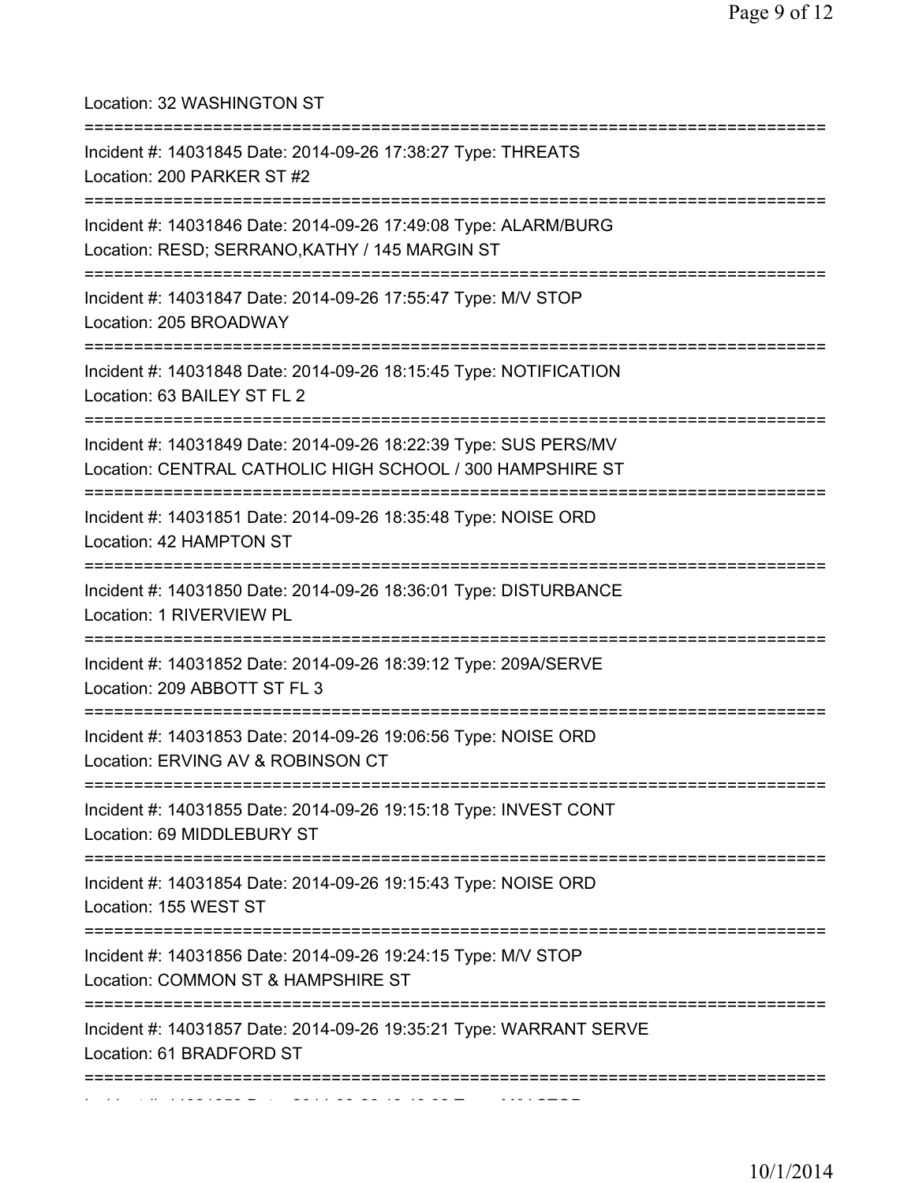Location: 32 WASHINGTON ST

===========================================================================

Incident #: 14031845 Date: 2014-09-26 17:38:27 Type: THREATS

Location: 200 PARKER ST #2

===========================================================================

Incident #: 14031846 Date: 2014-09-26 17:49:08 Type: ALARM/BURG

Location: RESD; SERRANO,KATHY / 145 MARGIN ST

===========================================================================

Incident #: 14031847 Date: 2014-09-26 17:55:47 Type: M/V STOP

Location: 205 BROADWAY

===========================================================================

Incident #: 14031848 Date: 2014-09-26 18:15:45 Type: NOTIFICATION

Location: 63 BAILEY ST FL 2

===========================================================================

Incident #: 14031849 Date: 2014-09-26 18:22:39 Type: SUS PERS/MV

Location: CENTRAL CATHOLIC HIGH SCHOOL / 300 HAMPSHIRE ST

===========================================================================

Incident #: 14031851 Date: 2014-09-26 18:35:48 Type: NOISE ORD

Location: 42 HAMPTON ST

===========================================================================

Incident #: 14031850 Date: 2014-09-26 18:36:01 Type: DISTURBANCE

Location: 1 RIVERVIEW PL

===========================================================================

Incident #: 14031852 Date: 2014-09-26 18:39:12 Type: 209A/SERVE

Location: 209 ABBOTT ST FL 3

===========================================================================

Incident #: 14031853 Date: 2014-09-26 19:06:56 Type: NOISE ORD

Location: ERVING AV & ROBINSON CT

===========================================================================

Incident #: 14031855 Date: 2014-09-26 19:15:18 Type: INVEST CONT

Location: 69 MIDDLEBURY ST

===========================================================================

Incident #: 14031854 Date: 2014-09-26 19:15:43 Type: NOISE ORD

Location: 155 WEST ST

===========================================================================

Incident #: 14031856 Date: 2014-09-26 19:24:15 Type: M/V STOP

Location: COMMON ST & HAMPSHIRE ST

===========================================================================

Incident #: 14031857 Date: 2014-09-26 19:35:21 Type: WARRANT SERVE

Location: 61 BRADFORD ST

===========================================================================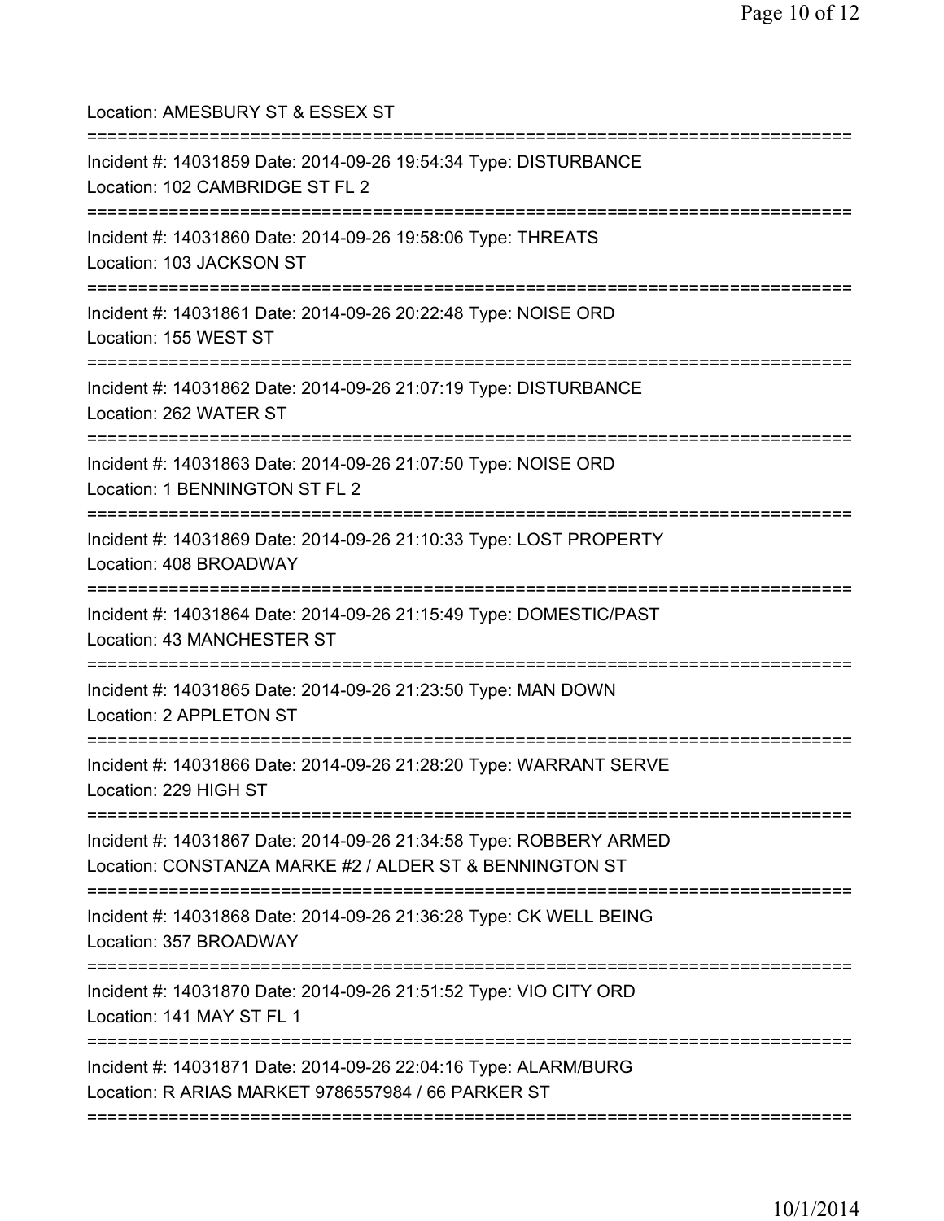Location: AMESBURY ST & ESSEX ST

===========================================================================

Incident #: 14031859 Date: 2014-09-26 19:54:34 Type: DISTURBANCE

Location: 102 CAMBRIDGE ST FL 2

===========================================================================

Incident #: 14031860 Date: 2014-09-26 19:58:06 Type: THREATS

Location: 103 JACKSON ST

===========================================================================

Incident #: 14031861 Date: 2014-09-26 20:22:48 Type: NOISE ORD

Location: 155 WEST ST

===========================================================================

Incident #: 14031862 Date: 2014-09-26 21:07:19 Type: DISTURBANCE

Location: 262 WATER ST

===========================================================================

Incident #: 14031863 Date: 2014-09-26 21:07:50 Type: NOISE ORD

Location: 1 BENNINGTON ST FL 2

===========================================================================

Incident #: 14031869 Date: 2014-09-26 21:10:33 Type: LOST PROPERTY

Location: 408 BROADWAY

===========================================================================

Incident #: 14031864 Date: 2014-09-26 21:15:49 Type: DOMESTIC/PAST

Location: 43 MANCHESTER ST

===========================================================================

Incident #: 14031865 Date: 2014-09-26 21:23:50 Type: MAN DOWN

Location: 2 APPLETON ST

===========================================================================

Incident #: 14031866 Date: 2014-09-26 21:28:20 Type: WARRANT SERVE

Location: 229 HIGH ST

===========================================================================

Incident #: 14031867 Date: 2014-09-26 21:34:58 Type: ROBBERY ARMED

Location: CONSTANZA MARKE #2 / ALDER ST & BENNINGTON ST

===========================================================================

Incident #: 14031868 Date: 2014-09-26 21:36:28 Type: CK WELL BEING

Location: 357 BROADWAY

===========================================================================

Incident #: 14031870 Date: 2014-09-26 21:51:52 Type: VIO CITY ORD

Location: 141 MAY ST FL 1

===========================================================================

Incident #: 14031871 Date: 2014-09-26 22:04:16 Type: ALARM/BURG

Location: R ARIAS MARKET 9786557984 / 66 PARKER ST

===========================================================================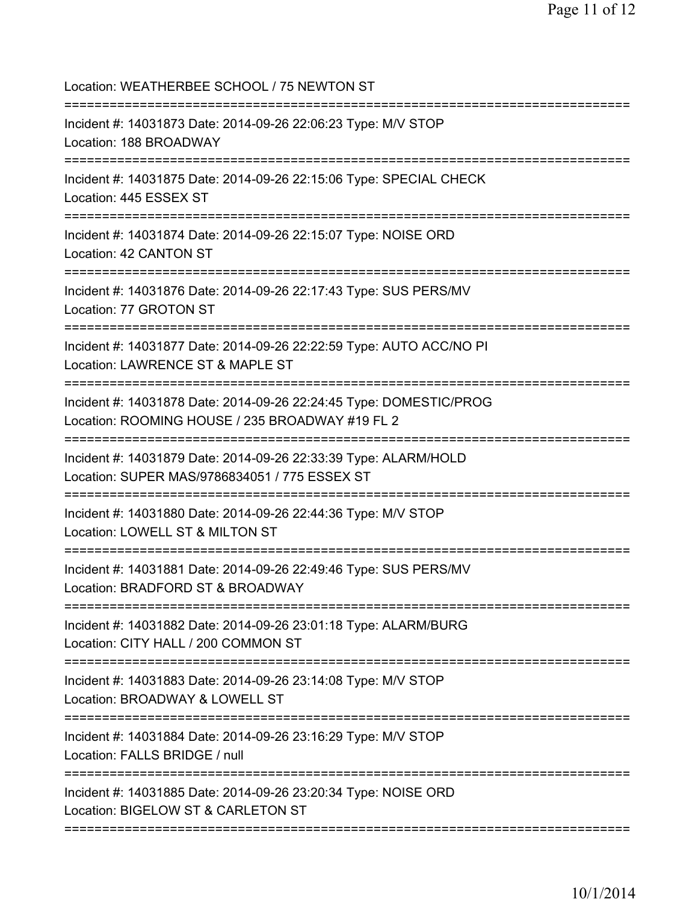Location: WEATHERBEE SCHOOL / 75 NEWTON ST

===========================================================================

Incident #: 14031873 Date: 2014-09-26 22:06:23 Type: M/V STOP
Location: 188 BROADWAY

===========================================================================

Incident #: 14031875 Date: 2014-09-26 22:15:06 Type: SPECIAL CHECK
Location: 445 ESSEX ST

===========================================================================

Incident #: 14031874 Date: 2014-09-26 22:15:07 Type: NOISE ORD
Location: 42 CANTON ST

===========================================================================

Incident #: 14031876 Date: 2014-09-26 22:17:43 Type: SUS PERS/MV
Location: 77 GROTON ST

===========================================================================

Incident #: 14031877 Date: 2014-09-26 22:22:59 Type: AUTO ACC/NO PI
Location: LAWRENCE ST & MAPLE ST

===========================================================================

Incident #: 14031878 Date: 2014-09-26 22:24:45 Type: DOMESTIC/PROG
Location: ROOMING HOUSE / 235 BROADWAY #19 FL 2

===========================================================================

Incident #: 14031879 Date: 2014-09-26 22:33:39 Type: ALARM/HOLD
Location: SUPER MAS/9786834051 / 775 ESSEX ST

===========================================================================

Incident #: 14031880 Date: 2014-09-26 22:44:36 Type: M/V STOP
Location: LOWELL ST & MILTON ST

===========================================================================

Incident #: 14031881 Date: 2014-09-26 22:49:46 Type: SUS PERS/MV
Location: BRADFORD ST & BROADWAY

===========================================================================

Incident #: 14031882 Date: 2014-09-26 23:01:18 Type: ALARM/BURG
Location: CITY HALL / 200 COMMON ST

===========================================================================

Incident #: 14031883 Date: 2014-09-26 23:14:08 Type: M/V STOP
Location: BROADWAY & LOWELL ST

===========================================================================

Incident #: 14031884 Date: 2014-09-26 23:16:29 Type: M/V STOP
Location: FALLS BRIDGE / null

===========================================================================

Incident #: 14031885 Date: 2014-09-26 23:20:34 Type: NOISE ORD
Location: BIGELOW ST & CARLETON ST

===========================================================================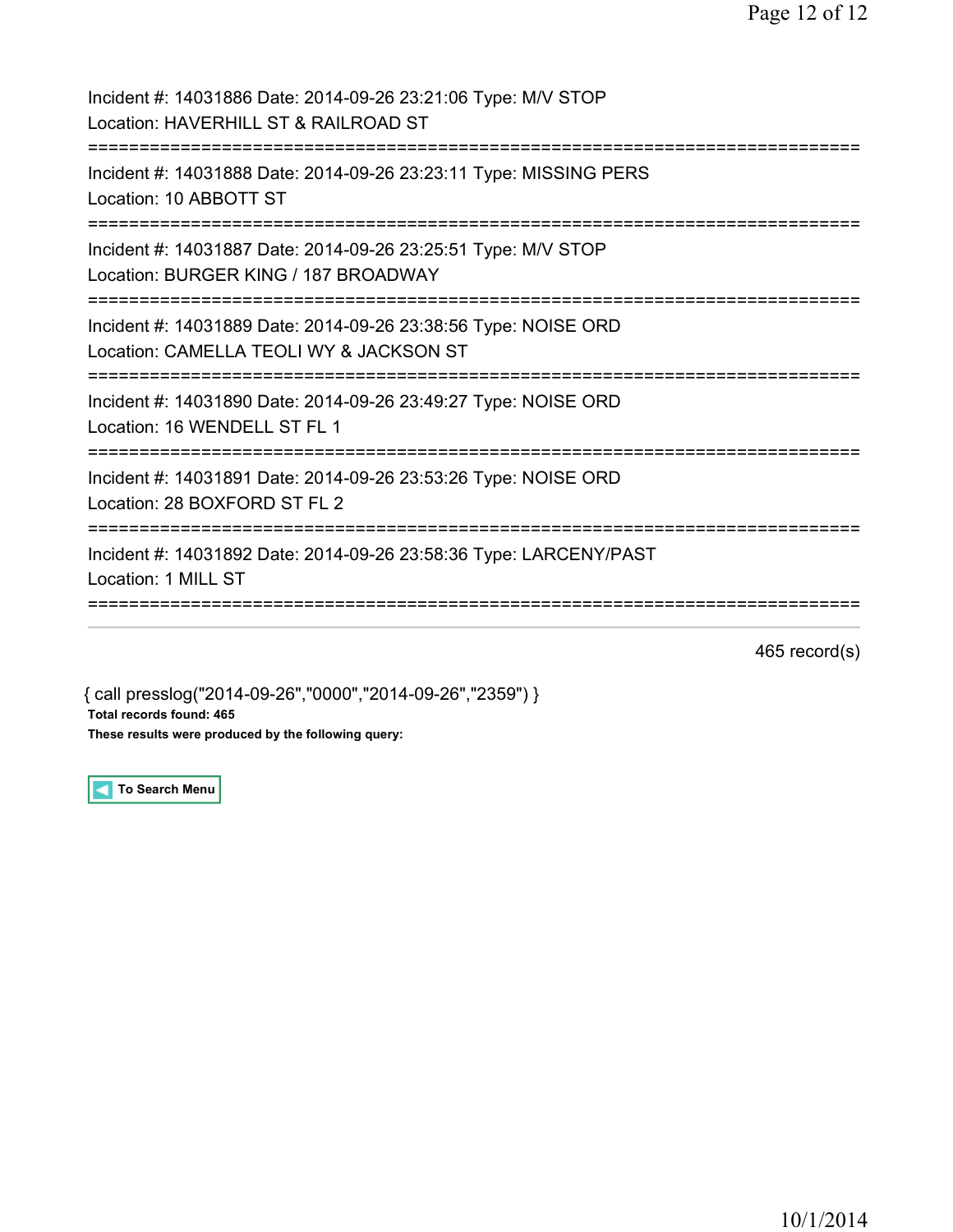Incident #: 14031886 Date: 2014-09-26 23:21:06 Type: M/V STOP
Location: HAVERHILL ST & RAILROAD ST

===========================================================================

Incident #: 14031888 Date: 2014-09-26 23:23:11 Type: MISSING PERS
Location: 10 ABBOTT ST

===========================================================================

Incident #: 14031887 Date: 2014-09-26 23:25:51 Type: M/V STOP
Location: BURGER KING / 187 BROADWAY

===========================================================================

Incident #: 14031889 Date: 2014-09-26 23:38:56 Type: NOISE ORD
Location: CAMELLA TEOLI WY & JACKSON ST

===========================================================================

Incident #: 14031890 Date: 2014-09-26 23:49:27 Type: NOISE ORD
Location: 16 WENDELL ST FL 1

===========================================================================

Incident #: 14031891 Date: 2014-09-26 23:53:26 Type: NOISE ORD
Location: 28 BOXFORD ST FL 2

===========================================================================

Incident #: 14031892 Date: 2014-09-26 23:58:36 Type: LARCENY/PAST
Location: 1 MILL ST

===========================================================================

465 record(s)

{ call presslog("2014-09-26","0000","2014-09-26","2359") }

**Total records found: 465**

**These results were produced by the following query:**

To Search Menu

10/1/2014